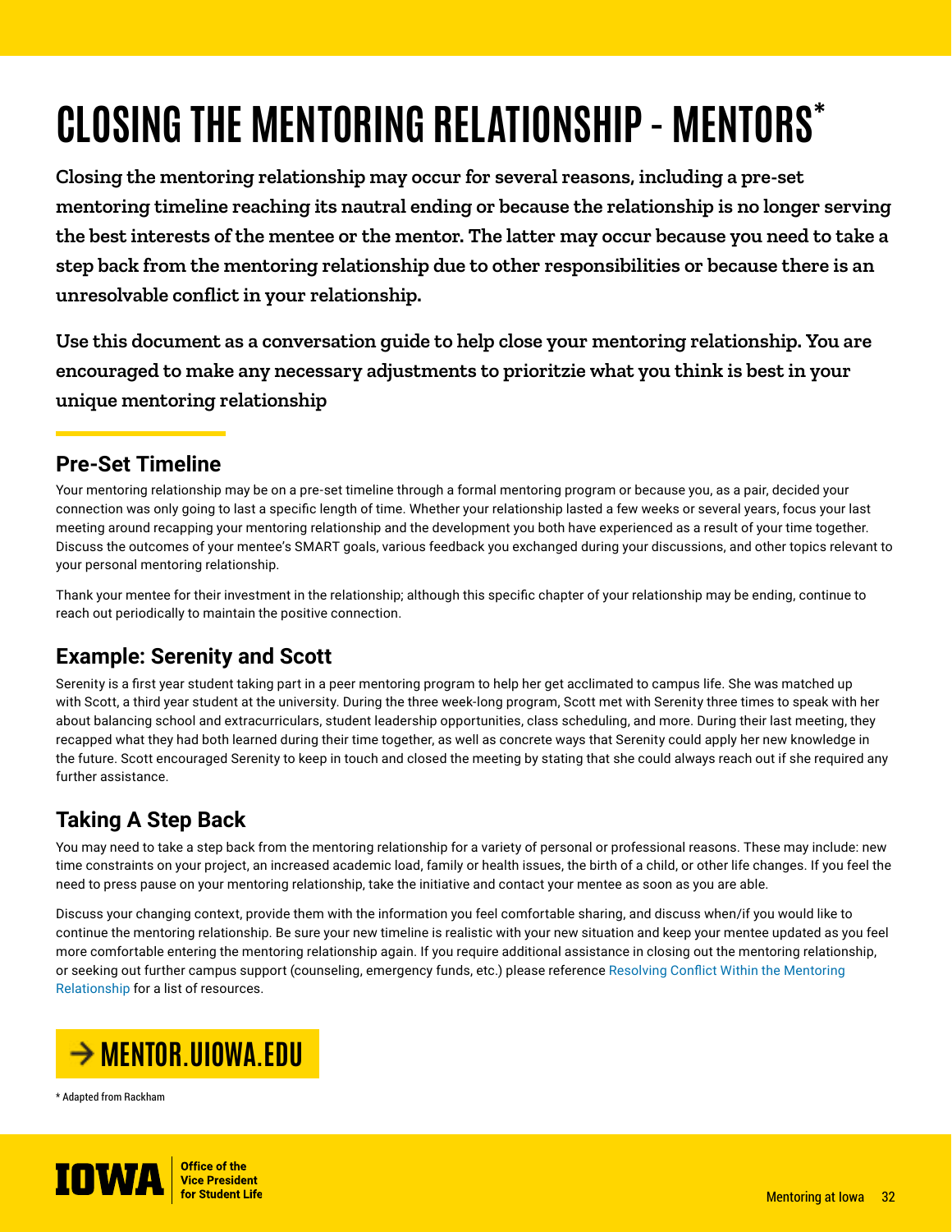# CLOSING THE MENTORING RELATIONSHIP - MENTORS*

**Closing the mentoring relationship may occur for several reasons, including a pre-set mentoring timeline reaching its nautral ending or because the relationship is no longer serving the best interests of the mentee or the mentor. The latter may occur because you need to take a step back from the mentoring relationship due to other responsibilities or because there is an unresolvable conflict in your relationship.**

**Use this document as a conversation guide to help close your mentoring relationship. You are encouraged to make any necessary adjustments to prioritzie what you think is best in your unique mentoring relationship**

## Pre-Set Timeline

Your mentoring relationship may be on a pre-set timeline through a formal mentoring program or because you, as a pair, decided your connection was only going to last a specific length of time. Whether your relationship lasted a few weeks or several years, focus your last meeting around recapping your mentoring relationship and the development you both have experienced as a result of your time together. Discuss the outcomes of your mentee's SMART goals, various feedback you exchanged during your discussions, and other topics relevant to your personal mentoring relationship.

Thank your mentee for their investment in the relationship; although this specific chapter of your relationship may be ending, continue to reach out periodically to maintain the positive connection.

## Example: Serenity and Scott

Serenity is a first year student taking part in a peer mentoring program to help her get acclimated to campus life. She was matched up with Scott, a third year student at the university. During the three week-long program, Scott met with Serenity three times to speak with her about balancing school and extracurriculars, student leadership opportunities, class scheduling, and more. During their last meeting, they recapped what they had both learned during their time together, as well as concrete ways that Serenity could apply her new knowledge in the future. Scott encouraged Serenity to keep in touch and closed the meeting by stating that she could always reach out if she required any further assistance.

## Taking A Step Back

You may need to take a step back from the mentoring relationship for a variety of personal or professional reasons. These may include: new time constraints on your project, an increased academic load, family or health issues, the birth of a child, or other life changes. If you feel the need to press pause on your mentoring relationship, take the initiative and contact your mentee as soon as you are able.

Discuss your changing context, provide them with the information you feel comfortable sharing, and discuss when/if you would like to continue the mentoring relationship. Be sure your new timeline is realistic with your new situation and keep your mentee updated as you feel more comfortable entering the mentoring relationship again. If you require additional assistance in closing out the mentoring relationship, or seeking out further campus support (counseling, emergency funds, etc.) please reference Resolving Conflict Within the Mentoring Relationship for a list of resources.

→ MENTOR.UIOWA.EDU

\* Adapted from Rackham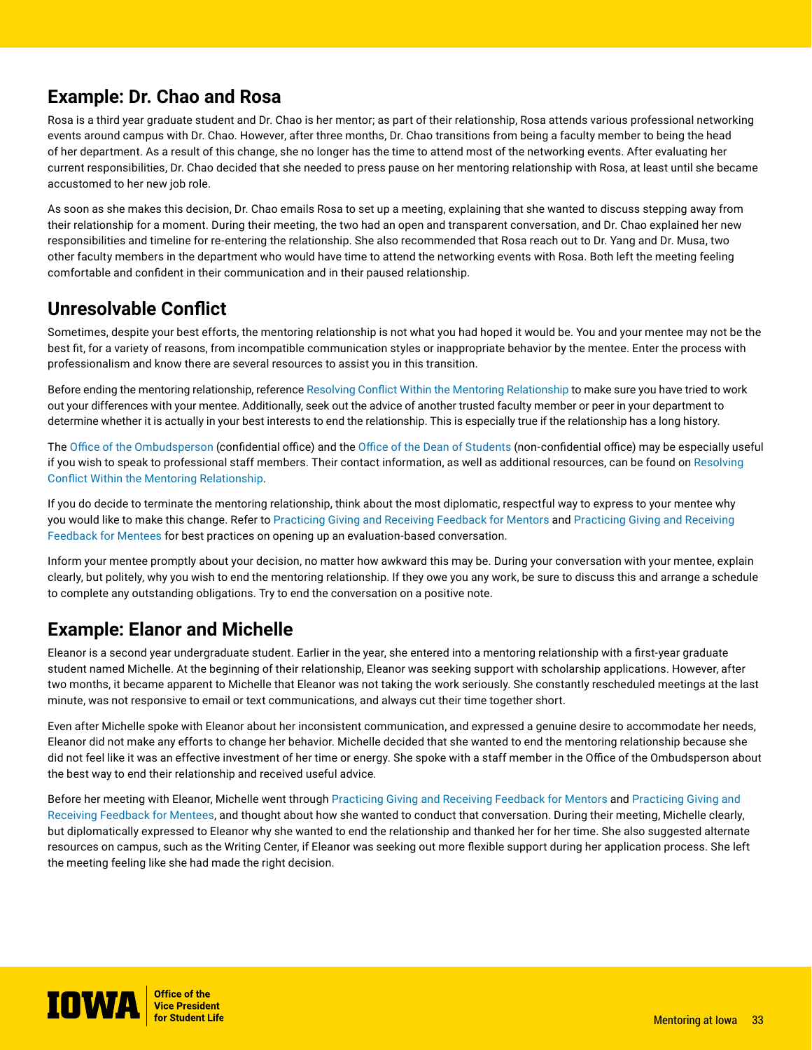## Example: Dr. Chao and Rosa

Rosa is a third year graduate student and Dr. Chao is her mentor; as part of their relationship, Rosa attends various professional networking events around campus with Dr. Chao. However, after three months, Dr. Chao transitions from being a faculty member to being the head of her department. As a result of this change, she no longer has the time to attend most of the networking events. After evaluating her current responsibilities, Dr. Chao decided that she needed to press pause on her mentoring relationship with Rosa, at least until she became accustomed to her new job role.

As soon as she makes this decision, Dr. Chao emails Rosa to set up a meeting, explaining that she wanted to discuss stepping away from their relationship for a moment. During their meeting, the two had an open and transparent conversation, and Dr. Chao explained her new responsibilities and timeline for re-entering the relationship. She also recommended that Rosa reach out to Dr. Yang and Dr. Musa, two other faculty members in the department who would have time to attend the networking events with Rosa. Both left the meeting feeling comfortable and confident in their communication and in their paused relationship.

## Unresolvable Conflict

Sometimes, despite your best efforts, the mentoring relationship is not what you had hoped it would be. You and your mentee may not be the best fit, for a variety of reasons, from incompatible communication styles or inappropriate behavior by the mentee. Enter the process with professionalism and know there are several resources to assist you in this transition.

Before ending the mentoring relationship, reference Resolving Conflict Within the Mentoring Relationship to make sure you have tried to work out your differences with your mentee. Additionally, seek out the advice of another trusted faculty member or peer in your department to determine whether it is actually in your best interests to end the relationship. This is especially true if the relationship has a long history.

The Office of the Ombudsperson (confidential office) and the Office of the Dean of Students (non-confidential office) may be especially useful if you wish to speak to professional staff members. Their contact information, as well as additional resources, can be found on Resolving Conflict Within the Mentoring Relationship.

If you do decide to terminate the mentoring relationship, think about the most diplomatic, respectful way to express to your mentee why you would like to make this change. Refer to Practicing Giving and Receiving Feedback for Mentors and Practicing Giving and Receiving Feedback for Mentees for best practices on opening up an evaluation-based conversation.

Inform your mentee promptly about your decision, no matter how awkward this may be. During your conversation with your mentee, explain clearly, but politely, why you wish to end the mentoring relationship. If they owe you any work, be sure to discuss this and arrange a schedule to complete any outstanding obligations. Try to end the conversation on a positive note.

## Example: Elanor and Michelle

Eleanor is a second year undergraduate student. Earlier in the year, she entered into a mentoring relationship with a first-year graduate student named Michelle. At the beginning of their relationship, Eleanor was seeking support with scholarship applications. However, after two months, it became apparent to Michelle that Eleanor was not taking the work seriously. She constantly rescheduled meetings at the last minute, was not responsive to email or text communications, and always cut their time together short.

Even after Michelle spoke with Eleanor about her inconsistent communication, and expressed a genuine desire to accommodate her needs, Eleanor did not make any efforts to change her behavior. Michelle decided that she wanted to end the mentoring relationship because she did not feel like it was an effective investment of her time or energy. She spoke with a staff member in the Office of the Ombudsperson about the best way to end their relationship and received useful advice.

Before her meeting with Eleanor, Michelle went through Practicing Giving and Receiving Feedback for Mentors and Practicing Giving and Receiving Feedback for Mentees, and thought about how she wanted to conduct that conversation. During their meeting, Michelle clearly, but diplomatically expressed to Eleanor why she wanted to end the relationship and thanked her for her time. She also suggested alternate resources on campus, such as the Writing Center, if Eleanor was seeking out more flexible support during her application process. She left the meeting feeling like she had made the right decision.